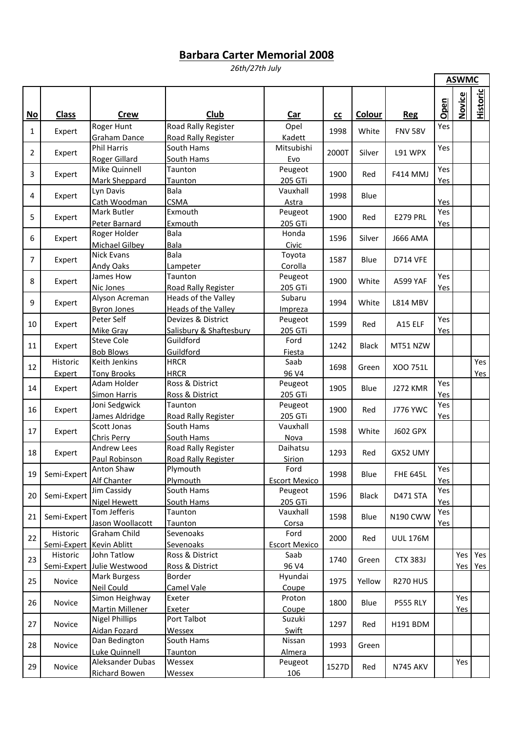# Barbara Carter Memorial 2008

*26th/27th July*

| No | Class | Crew | Club | Car | cc | Colour | Reg | ASWMC Open | Novice | Historic |
|---|---|---|---|---|---|---|---|---|---|---|
| 1 | Expert | Roger Hunt<br>Graham Dance | Road Rally Register<br>Road Rally Register | Opel<br>Kadett | 1998 | White | FNV 58V | Yes | | |
| 2 | Expert | Phil Harris<br>Roger Gillard | South Hams<br>South Hams | Mitsubishi<br>Evo | 2000T | Silver | L91 WPX | Yes | | |
| 3 | Expert | Mike Quinnell<br>Mark Sheppard | Taunton<br>Taunton | Peugeot<br>205 GTi | 1900 | Red | F414 MMJ | Yes<br>Yes | | |
| 4 | Expert | Lyn Davis<br>Cath Woodman | Bala<br>CSMA | Vauxhall<br>Astra | 1998 | Blue | | <br>Yes | | |
| 5 | Expert | Mark Butler<br>Peter Barnard | Exmouth<br>Exmouth | Peugeot<br>205 GTi | 1900 | Red | E279 PRL | Yes<br>Yes | | |
| 6 | Expert | Roger Holder<br>Michael Gilbey | Bala<br>Bala | Honda<br>Civic | 1596 | Silver | J666 AMA | | | |
| 7 | Expert | Nick Evans<br>Andy Oaks | Bala<br>Lampeter | Toyota<br>Corolla | 1587 | Blue | D714 VFE | | | |
| 8 | Expert | James How<br>Nic Jones | Taunton<br>Road Rally Register | Peugeot<br>205 GTi | 1900 | White | A599 YAF | Yes<br>Yes | | |
| 9 | Expert | Alyson Acreman<br>Byron Jones | Heads of the Valley<br>Heads of the Valley | Subaru<br>Impreza | 1994 | White | L814 MBV | | | |
| 10 | Expert | Peter Self<br>Mike Gray | Devizes & District<br>Salisbury & Shaftesbury | Peugeot<br>205 GTi | 1599 | Red | A15 ELF | Yes<br>Yes | | |
| 11 | Expert | Steve Cole<br>Bob Blows | Guildford<br>Guildford | Ford<br>Fiesta | 1242 | Black | MT51 NZW | | | |
| 12 | Historic<br>Expert | Keith Jenkins<br>Tony Brooks | HRCR<br>HRCR | Saab<br>96 V4 | 1698 | Green | XOO 751L | | | Yes<br>Yes |
| 14 | Expert | Adam Holder<br>Simon Harris | Ross & District<br>Ross & District | Peugeot<br>205 GTi | 1905 | Blue | J272 KMR | Yes<br>Yes | | |
| 16 | Expert | Joni Sedgwick<br>James Aldridge | Taunton<br>Road Rally Register | Peugeot<br>205 GTi | 1900 | Red | J776 YWC | Yes<br>Yes | | |
| 17 | Expert | Scott Jonas<br>Chris Perry | South Hams<br>South Hams | Vauxhall<br>Nova | 1598 | White | J602 GPX | | | |
| 18 | Expert | Andrew Lees<br>Paul Robinson | Road Rally Register<br>Road Rally Register | Daihatsu<br>Sirion | 1293 | Red | GX52 UMY | | | |
| 19 | Semi-Expert | Anton Shaw<br>Alf Chanter | Plymouth<br>Plymouth | Ford<br>Escort Mexico | 1998 | Blue | FHE 645L | Yes<br>Yes | | |
| 20 | Semi-Expert | Jim Cassidy<br>Nigel Hewett | South Hams<br>South Hams | Peugeot<br>205 GTi | 1596 | Black | D471 STA | Yes<br>Yes | | |
| 21 | Semi-Expert | Tom Jefferis<br>Jason Woollacott | Taunton<br>Taunton | Vauxhall<br>Corsa | 1598 | Blue | N190 CWW | Yes<br>Yes | | |
| 22 | Historic<br>Semi-Expert | Graham Child<br>Kevin Ablitt | Sevenoaks<br>Sevenoaks | Ford<br>Escort Mexico | 2000 | Red | UUL 176M | | | |
| 23 | Historic<br>Semi-Expert | John Tatlow<br>Julie Westwood | Ross & District<br>Ross & District | Saab<br>96 V4 | 1740 | Green | CTX 383J | | Yes<br>Yes | Yes<br>Yes |
| 25 | Novice | Mark Burgess<br>Neil Could | Border<br>Camel Vale | Hyundai<br>Coupe | 1975 | Yellow | R270 HUS | | | |
| 26 | Novice | Simon Heighway<br>Martin Millener | Exeter<br>Exeter | Proton<br>Coupe | 1800 | Blue | P555 RLY | | Yes<br>Yes | |
| 27 | Novice | Nigel Phillips<br>Aidan Fozard | Port Talbot<br>Wessex | Suzuki<br>Swift | 1297 | Red | H191 BDM | | | |
| 28 | Novice | Dan Bedington<br>Luke Quinnell | South Hams<br>Taunton | Nissan<br>Almera | 1993 | Green | | | | |
| 29 | Novice | Aleksander Dubas<br>Richard Bowen | Wessex<br>Wessex | Peugeot<br>106 | 1527D | Red | N745 AKV | | Yes | |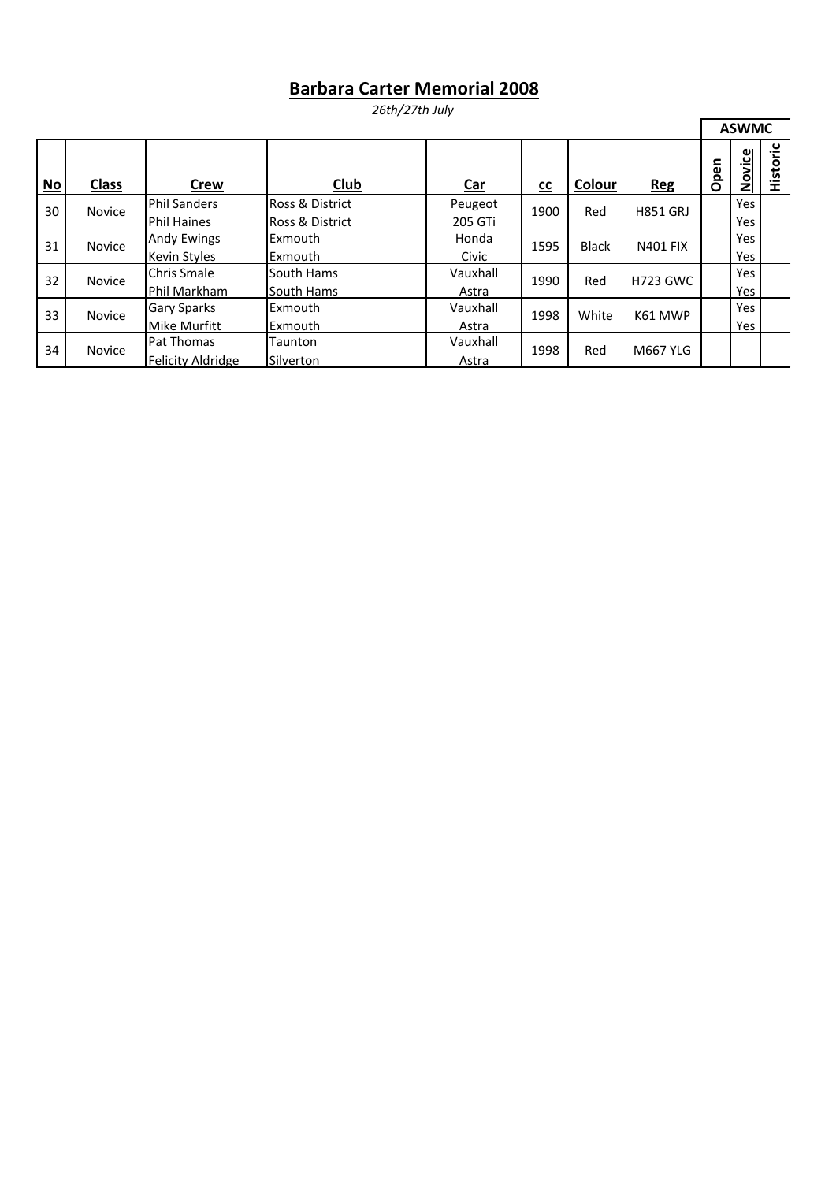# Barbara Carter Memorial 2008

*26th/27th July*

| No | Class | Crew | Club | Car | cc | Colour | Reg | ASWMC Open | ASWMC Novice | ASWMC Historic |
|---|---|---|---|---|---|---|---|---|---|---|
| 30 | Novice | Phil Sanders<br>Phil Haines | Ross & District<br>Ross & District | Peugeot<br>205 GTi | 1900 | Red | H851 GRJ | | Yes<br>Yes | |
| 31 | Novice | Andy Ewings<br>Kevin Styles | Exmouth<br>Exmouth | Honda<br>Civic | 1595 | Black | N401 FIX | | Yes<br>Yes | |
| 32 | Novice | Chris Smale<br>Phil Markham | South Hams<br>South Hams | Vauxhall<br>Astra | 1990 | Red | H723 GWC | | Yes<br>Yes | |
| 33 | Novice | Gary Sparks<br>Mike Murfitt | Exmouth<br>Exmouth | Vauxhall<br>Astra | 1998 | White | K61 MWP | | Yes<br>Yes | |
| 34 | Novice | Pat Thomas<br>Felicity Aldridge | Taunton<br>Silverton | Vauxhall<br>Astra | 1998 | Red | M667 YLG | | | |